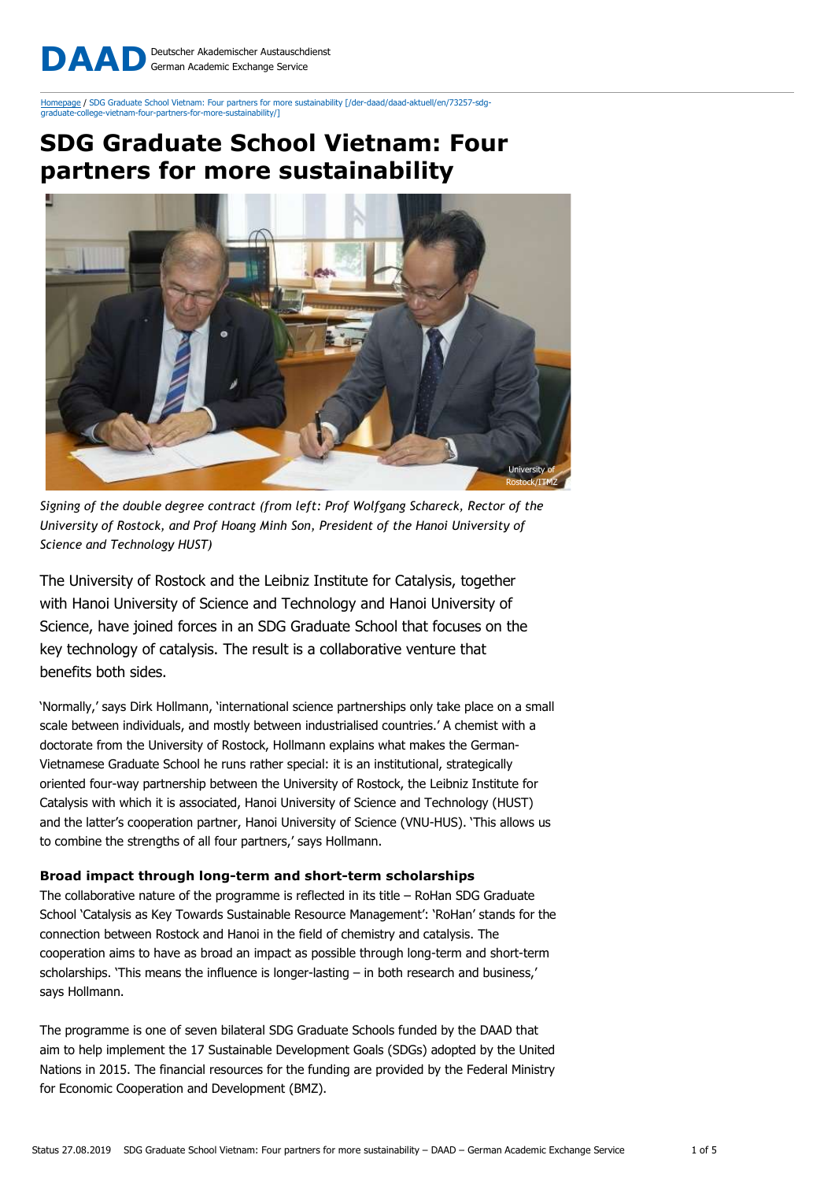DAAD Deutscher Akademischer Austauschdienst German Academic Exchange Service

Homepage / SDG Graduate School Vietnam: Four partners for more sustainability [/der-daad/daad-aktuell/en/73257-sdg-graduate-college-vietnam-four-partners-for-more-sustainability/]

# SDG Graduate School Vietnam: Four partners for more sustainability

University of Rostock/ITMZ

*Signing of the double degree contract (from left: Prof Wolfgang Schareck, Rector of the University of Rostock, and Prof Hoang Minh Son, President of the Hanoi University of Science and Technology HUST)*

The University of Rostock and the Leibniz Institute for Catalysis, together with Hanoi University of Science and Technology and Hanoi University of Science, have joined forces in an SDG Graduate School that focuses on the key technology of catalysis. The result is a collaborative venture that benefits both sides.

'Normally,' says Dirk Hollmann, 'international science partnerships only take place on a small scale between individuals, and mostly between industrialised countries.' A chemist with a doctorate from the University of Rostock, Hollmann explains what makes the German-Vietnamese Graduate School he runs rather special: it is an institutional, strategically oriented four-way partnership between the University of Rostock, the Leibniz Institute for Catalysis with which it is associated, Hanoi University of Science and Technology (HUST) and the latter's cooperation partner, Hanoi University of Science (VNU-HUS). 'This allows us to combine the strengths of all four partners,' says Hollmann.

**Broad impact through long-term and short-term scholarships**

The collaborative nature of the programme is reflected in its title – RoHan SDG Graduate School 'Catalysis as Key Towards Sustainable Resource Management': 'RoHan' stands for the connection between Rostock and Hanoi in the field of chemistry and catalysis. The cooperation aims to have as broad an impact as possible through long-term and short-term scholarships. 'This means the influence is longer-lasting – in both research and business,' says Hollmann.

The programme is one of seven bilateral SDG Graduate Schools funded by the DAAD that aim to help implement the 17 Sustainable Development Goals (SDGs) adopted by the United Nations in 2015. The financial resources for the funding are provided by the Federal Ministry for Economic Cooperation and Development (BMZ).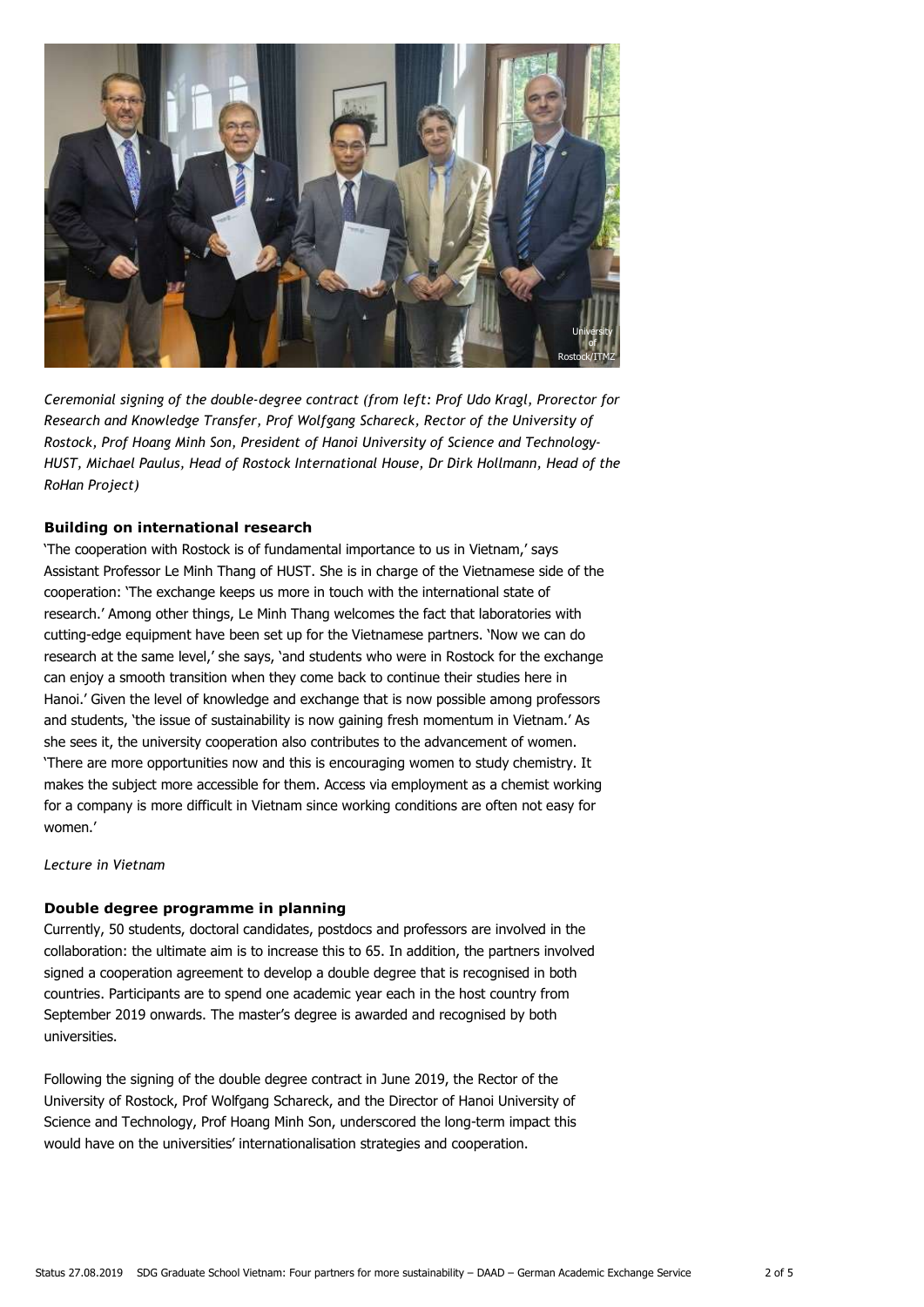*Ceremonial signing of the double-degree contract (from left: Prof Udo Kragl, Prorector for Research and Knowledge Transfer, Prof Wolfgang Schareck, Rector of the University of Rostock, Prof Hoang Minh Son, President of Hanoi University of Science and Technology-HUST, Michael Paulus, Head of Rostock International House, Dr Dirk Hollmann, Head of the RoHan Project)*

**Building on international research**

'The cooperation with Rostock is of fundamental importance to us in Vietnam,' says Assistant Professor Le Minh Thang of HUST. She is in charge of the Vietnamese side of the cooperation: 'The exchange keeps us more in touch with the international state of research.' Among other things, Le Minh Thang welcomes the fact that laboratories with cutting-edge equipment have been set up for the Vietnamese partners. 'Now we can do research at the same level,' she says, 'and students who were in Rostock for the exchange can enjoy a smooth transition when they come back to continue their studies here in Hanoi.' Given the level of knowledge and exchange that is now possible among professors and students, 'the issue of sustainability is now gaining fresh momentum in Vietnam.' As she sees it, the university cooperation also contributes to the advancement of women. 'There are more opportunities now and this is encouraging women to study chemistry. It makes the subject more accessible for them. Access via employment as a chemist working for a company is more difficult in Vietnam since working conditions are often not easy for women.'

*Lecture in Vietnam*

**Double degree programme in planning**

Currently, 50 students, doctoral candidates, postdocs and professors are involved in the collaboration: the ultimate aim is to increase this to 65. In addition, the partners involved signed a cooperation agreement to develop a double degree that is recognised in both countries. Participants are to spend one academic year each in the host country from September 2019 onwards. The master's degree is awarded and recognised by both universities.

Following the signing of the double degree contract in June 2019, the Rector of the University of Rostock, Prof Wolfgang Schareck, and the Director of Hanoi University of Science and Technology, Prof Hoang Minh Son, underscored the long-term impact this would have on the universities' internationalisation strategies and cooperation.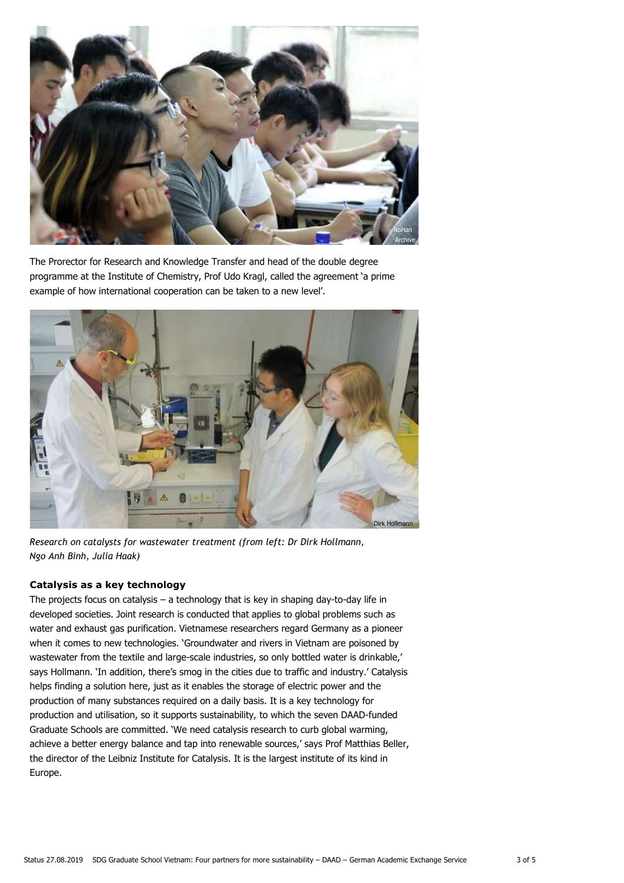The Prorector for Research and Knowledge Transfer and head of the double degree programme at the Institute of Chemistry, Prof Udo Kragl, called the agreement 'a prime example of how international cooperation can be taken to a new level'.

*Research on catalysts for wastewater treatment (from left: Dr Dirk Hollmann, Ngo Anh Binh, Julia Haak)*

**Catalysis as a key technology**

The projects focus on catalysis – a technology that is key in shaping day-to-day life in developed societies. Joint research is conducted that applies to global problems such as water and exhaust gas purification. Vietnamese researchers regard Germany as a pioneer when it comes to new technologies. 'Groundwater and rivers in Vietnam are poisoned by wastewater from the textile and large-scale industries, so only bottled water is drinkable,' says Hollmann. 'In addition, there's smog in the cities due to traffic and industry.' Catalysis helps finding a solution here, just as it enables the storage of electric power and the production of many substances required on a daily basis. It is a key technology for production and utilisation, so it supports sustainability, to which the seven DAAD-funded Graduate Schools are committed. 'We need catalysis research to curb global warming, achieve a better energy balance and tap into renewable sources,' says Prof Matthias Beller, the director of the Leibniz Institute for Catalysis. It is the largest institute of its kind in Europe.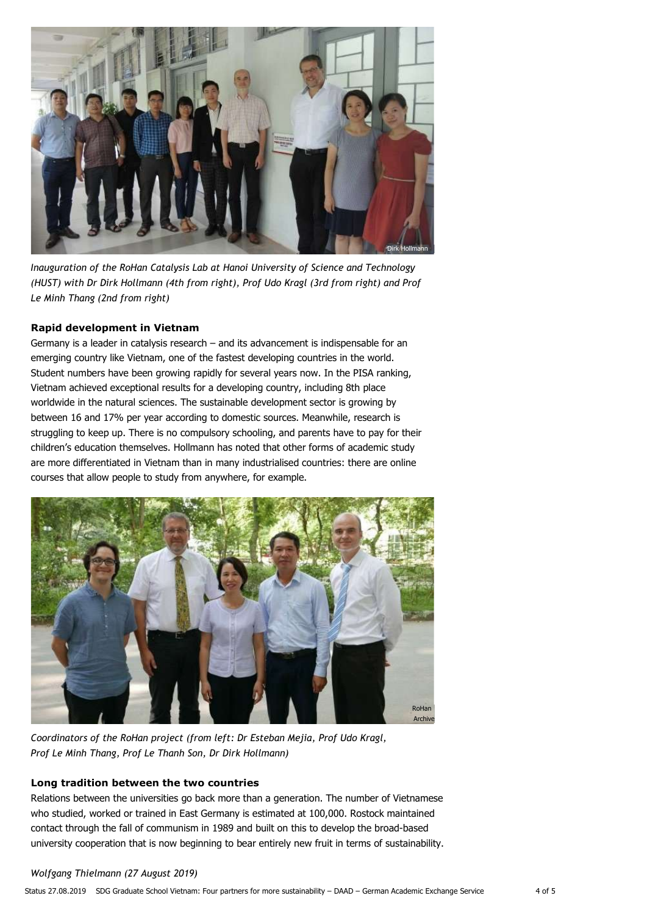*Inauguration of the RoHan Catalysis Lab at Hanoi University of Science and Technology (HUST) with Dr Dirk Hollmann (4th from right), Prof Udo Kragl (3rd from right) and Prof Le Minh Thang (2nd from right)*

**Rapid development in Vietnam**

Germany is a leader in catalysis research – and its advancement is indispensable for an emerging country like Vietnam, one of the fastest developing countries in the world. Student numbers have been growing rapidly for several years now. In the PISA ranking, Vietnam achieved exceptional results for a developing country, including 8th place worldwide in the natural sciences. The sustainable development sector is growing by between 16 and 17% per year according to domestic sources. Meanwhile, research is struggling to keep up. There is no compulsory schooling, and parents have to pay for their children's education themselves. Hollmann has noted that other forms of academic study are more differentiated in Vietnam than in many industrialised countries: there are online courses that allow people to study from anywhere, for example.

*Coordinators of the RoHan project (from left: Dr Esteban Mejia, Prof Udo Kragl, Prof Le Minh Thang, Prof Le Thanh Son, Dr Dirk Hollmann)*

**Long tradition between the two countries**

Relations between the universities go back more than a generation. The number of Vietnamese who studied, worked or trained in East Germany is estimated at 100,000. Rostock maintained contact through the fall of communism in 1989 and built on this to develop the broad-based university cooperation that is now beginning to bear entirely new fruit in terms of sustainability.

*Wolfgang Thielmann (27 August 2019)*